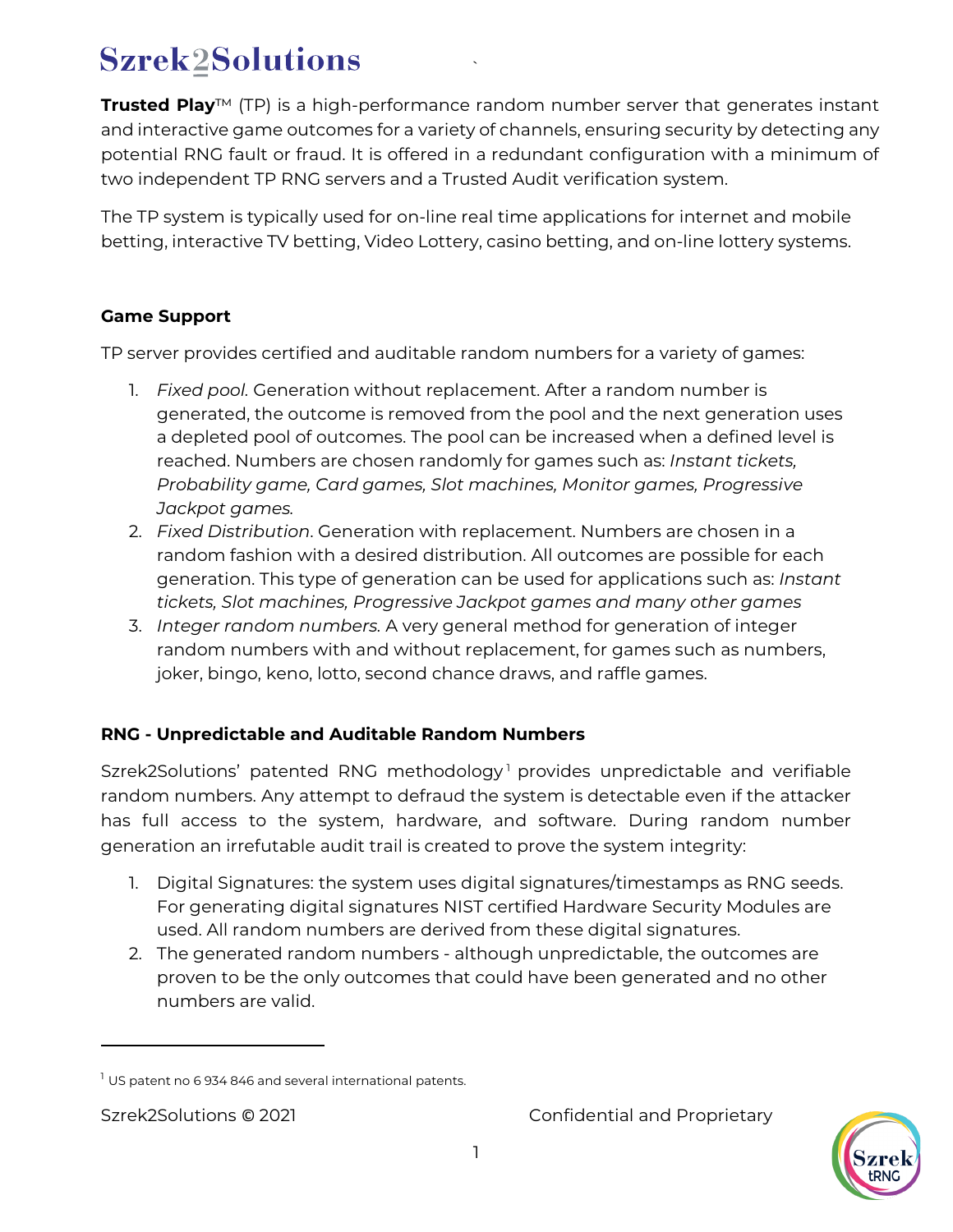# Szrek2Solutions

**Trusted Play**™ (TP) is a high-performance random number server that generates instant and interactive game outcomes for a variety of channels, ensuring security by detecting any potential RNG fault or fraud. It is offered in a redundant configuration with a minimum of two independent TP RNG servers and a Trusted Audit verification system.

The TP system is typically used for on-line real time applications for internet and mobile betting, interactive TV betting, Video Lottery, casino betting, and on-line lottery systems.

## Game Support

TP server provides certified and auditable random numbers for a variety of games:

1. *Fixed pool*. Generation without replacement. After a random number is generated, the outcome is removed from the pool and the next generation uses a depleted pool of outcomes. The pool can be increased when a defined level is reached. Numbers are chosen randomly for games such as: *Instant tickets, Probability game, Card games, Slot machines, Monitor games, Progressive Jackpot games.*
2. *Fixed Distribution*. Generation with replacement. Numbers are chosen in a random fashion with a desired distribution. All outcomes are possible for each generation. This type of generation can be used for applications such as: *Instant tickets, Slot machines, Progressive Jackpot games and many other games*
3. *Integer random numbers.* A very general method for generation of integer random numbers with and without replacement, for games such as numbers, joker, bingo, keno, lotto, second chance draws, and raffle games.

## RNG - Unpredictable and Auditable Random Numbers

Szrek2Solutions' patented RNG methodology[1] provides unpredictable and verifiable random numbers. Any attempt to defraud the system is detectable even if the attacker has full access to the system, hardware, and software. During random number generation an irrefutable audit trail is created to prove the system integrity:

1. Digital Signatures: the system uses digital signatures/timestamps as RNG seeds. For generating digital signatures NIST certified Hardware Security Modules are used. All random numbers are derived from these digital signatures.
2. The generated random numbers - although unpredictable, the outcomes are proven to be the only outcomes that could have been generated and no other numbers are valid.

[1] US patent no 6 934 846 and several international patents.

Szrek2Solutions © 2021 Confidential and Proprietary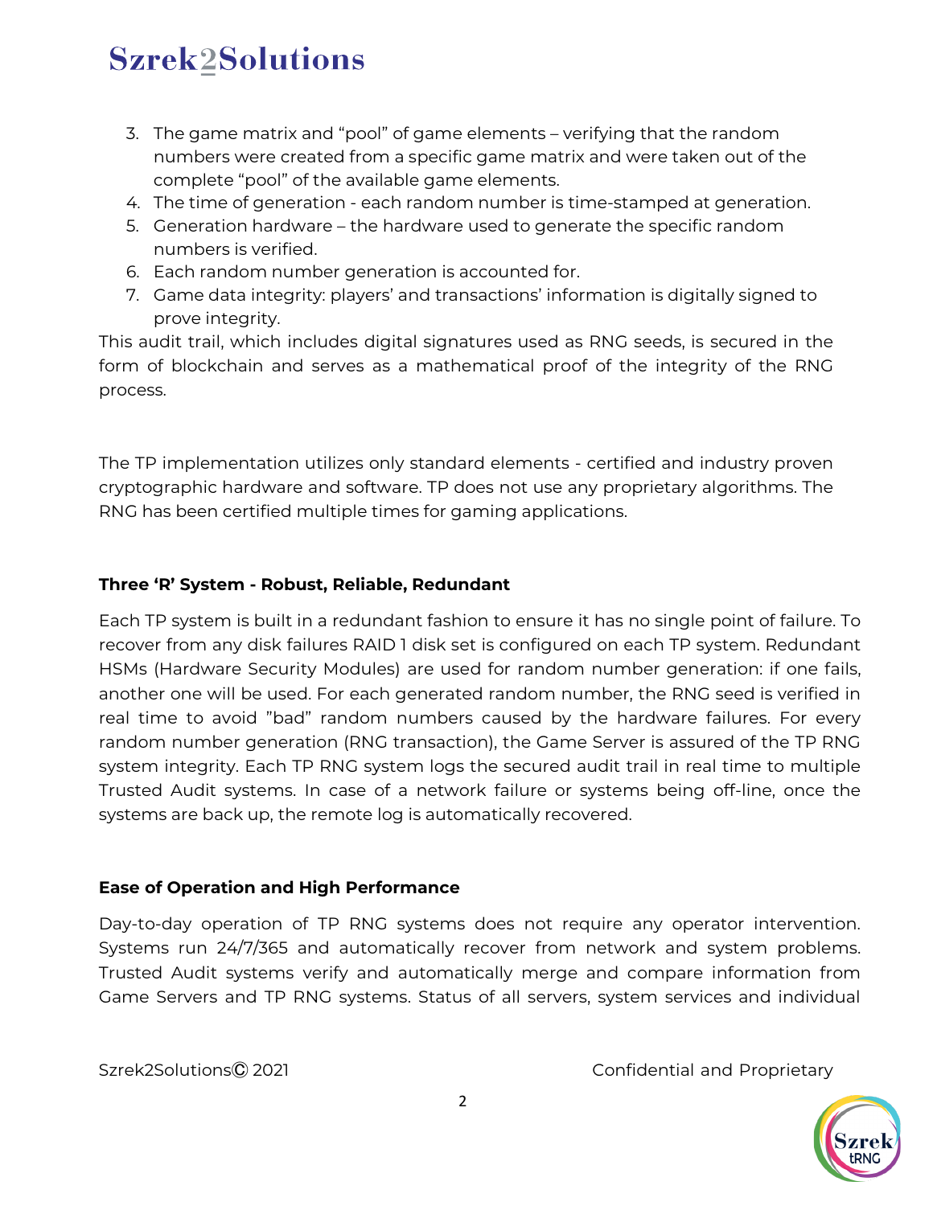3. The game matrix and "pool" of game elements – verifying that the random numbers were created from a specific game matrix and were taken out of the complete "pool" of the available game elements.
4. The time of generation - each random number is time-stamped at generation.
5. Generation hardware – the hardware used to generate the specific random numbers is verified.
6. Each random number generation is accounted for.
7. Game data integrity: players' and transactions' information is digitally signed to prove integrity.

This audit trail, which includes digital signatures used as RNG seeds, is secured in the form of blockchain and serves as a mathematical proof of the integrity of the RNG process.

The TP implementation utilizes only standard elements - certified and industry proven cryptographic hardware and software. TP does not use any proprietary algorithms. The RNG has been certified multiple times for gaming applications.

**Three 'R' System - Robust, Reliable, Redundant**

Each TP system is built in a redundant fashion to ensure it has no single point of failure. To recover from any disk failures RAID 1 disk set is configured on each TP system. Redundant HSMs (Hardware Security Modules) are used for random number generation: if one fails, another one will be used. For each generated random number, the RNG seed is verified in real time to avoid "bad" random numbers caused by the hardware failures. For every random number generation (RNG transaction), the Game Server is assured of the TP RNG system integrity. Each TP RNG system logs the secured audit trail in real time to multiple Trusted Audit systems. In case of a network failure or systems being off-line, once the systems are back up, the remote log is automatically recovered.

**Ease of Operation and High Performance**

Day-to-day operation of TP RNG systems does not require any operator intervention. Systems run 24/7/365 and automatically recover from network and system problems. Trusted Audit systems verify and automatically merge and compare information from Game Servers and TP RNG systems. Status of all servers, system services and individual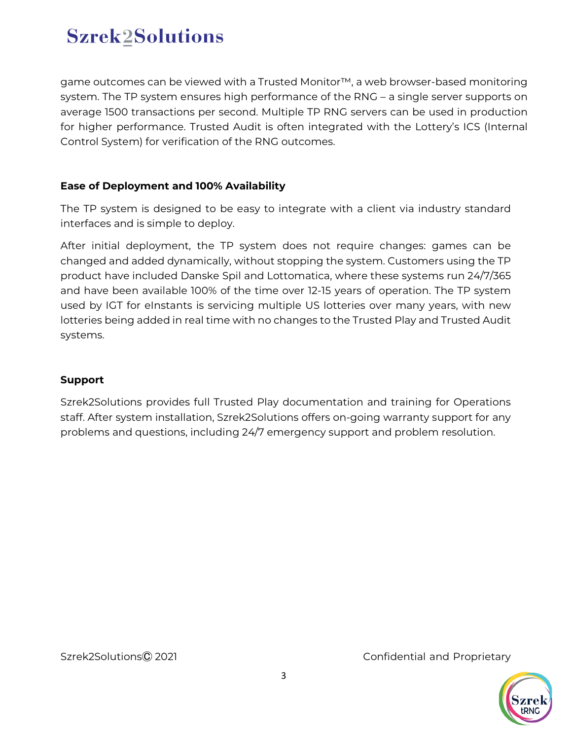game outcomes can be viewed with a Trusted Monitor™, a web browser-based monitoring system. The TP system ensures high performance of the RNG – a single server supports on average 1500 transactions per second. Multiple TP RNG servers can be used in production for higher performance. Trusted Audit is often integrated with the Lottery's ICS (Internal Control System) for verification of the RNG outcomes.

**Ease of Deployment and 100% Availability**

The TP system is designed to be easy to integrate with a client via industry standard interfaces and is simple to deploy.

After initial deployment, the TP system does not require changes: games can be changed and added dynamically, without stopping the system. Customers using the TP product have included Danske Spil and Lottomatica, where these systems run 24/7/365 and have been available 100% of the time over 12-15 years of operation. The TP system used by IGT for eInstants is servicing multiple US lotteries over many years, with new lotteries being added in real time with no changes to the Trusted Play and Trusted Audit systems.

**Support**

Szrek2Solutions provides full Trusted Play documentation and training for Operations staff. After system installation, Szrek2Solutions offers on-going warranty support for any problems and questions, including 24/7 emergency support and problem resolution.